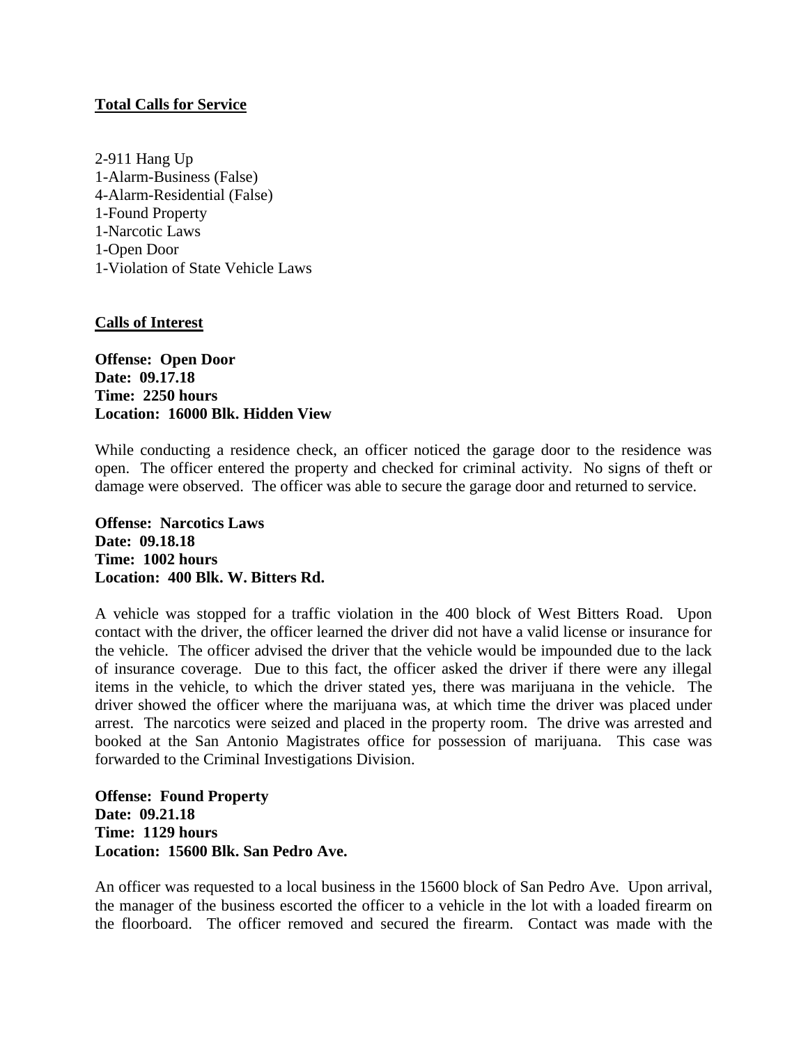**Total Calls for Service**

2-911 Hang Up
1-Alarm-Business (False)
4-Alarm-Residential (False)
1-Found Property
1-Narcotic Laws
1-Open Door
1-Violation of State Vehicle Laws

**Calls of Interest**

**Offense: Open Door**
**Date: 09.17.18**
**Time: 2250 hours**
**Location: 16000 Blk. Hidden View**

While conducting a residence check, an officer noticed the garage door to the residence was open. The officer entered the property and checked for criminal activity. No signs of theft or damage were observed. The officer was able to secure the garage door and returned to service.

**Offense: Narcotics Laws**
**Date: 09.18.18**
**Time: 1002 hours**
**Location: 400 Blk. W. Bitters Rd.**

A vehicle was stopped for a traffic violation in the 400 block of West Bitters Road. Upon contact with the driver, the officer learned the driver did not have a valid license or insurance for the vehicle. The officer advised the driver that the vehicle would be impounded due to the lack of insurance coverage. Due to this fact, the officer asked the driver if there were any illegal items in the vehicle, to which the driver stated yes, there was marijuana in the vehicle. The driver showed the officer where the marijuana was, at which time the driver was placed under arrest. The narcotics were seized and placed in the property room. The drive was arrested and booked at the San Antonio Magistrates office for possession of marijuana. This case was forwarded to the Criminal Investigations Division.

**Offense: Found Property**
**Date: 09.21.18**
**Time: 1129 hours**
**Location: 15600 Blk. San Pedro Ave.**

An officer was requested to a local business in the 15600 block of San Pedro Ave. Upon arrival, the manager of the business escorted the officer to a vehicle in the lot with a loaded firearm on the floorboard. The officer removed and secured the firearm. Contact was made with the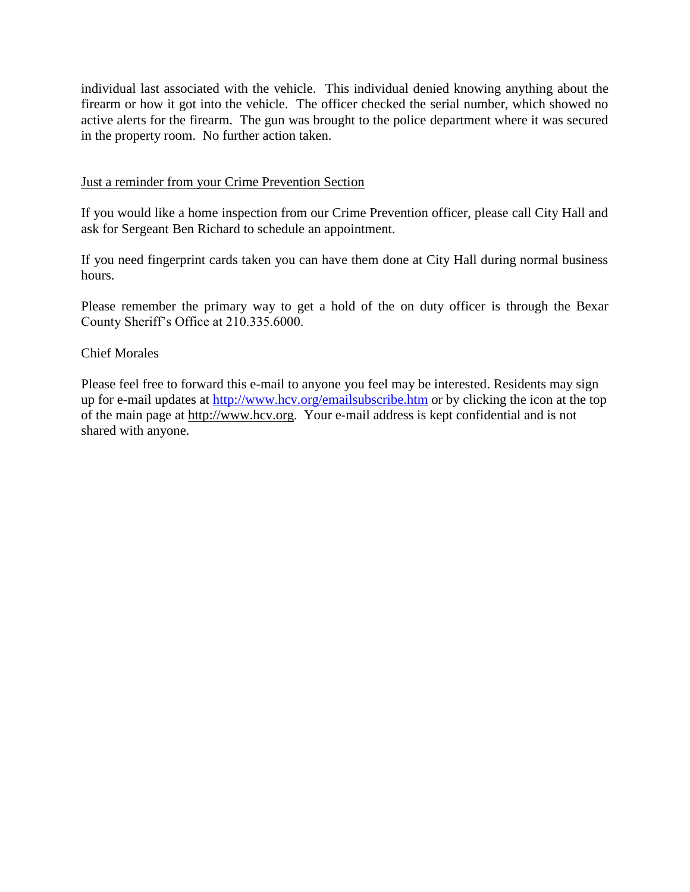individual last associated with the vehicle. This individual denied knowing anything about the firearm or how it got into the vehicle. The officer checked the serial number, which showed no active alerts for the firearm. The gun was brought to the police department where it was secured in the property room. No further action taken.

<u>Just a reminder from your Crime Prevention Section</u>

If you would like a home inspection from our Crime Prevention officer, please call City Hall and ask for Sergeant Ben Richard to schedule an appointment.

If you need fingerprint cards taken you can have them done at City Hall during normal business hours.

Please remember the primary way to get a hold of the on duty officer is through the Bexar County Sheriff's Office at 210.335.6000.

Chief Morales

Please feel free to forward this e-mail to anyone you feel may be interested. Residents may sign up for e-mail updates at http://www.hcv.org/emailsubscribe.htm or by clicking the icon at the top of the main page at http://www.hcv.org. Your e-mail address is kept confidential and is not shared with anyone.